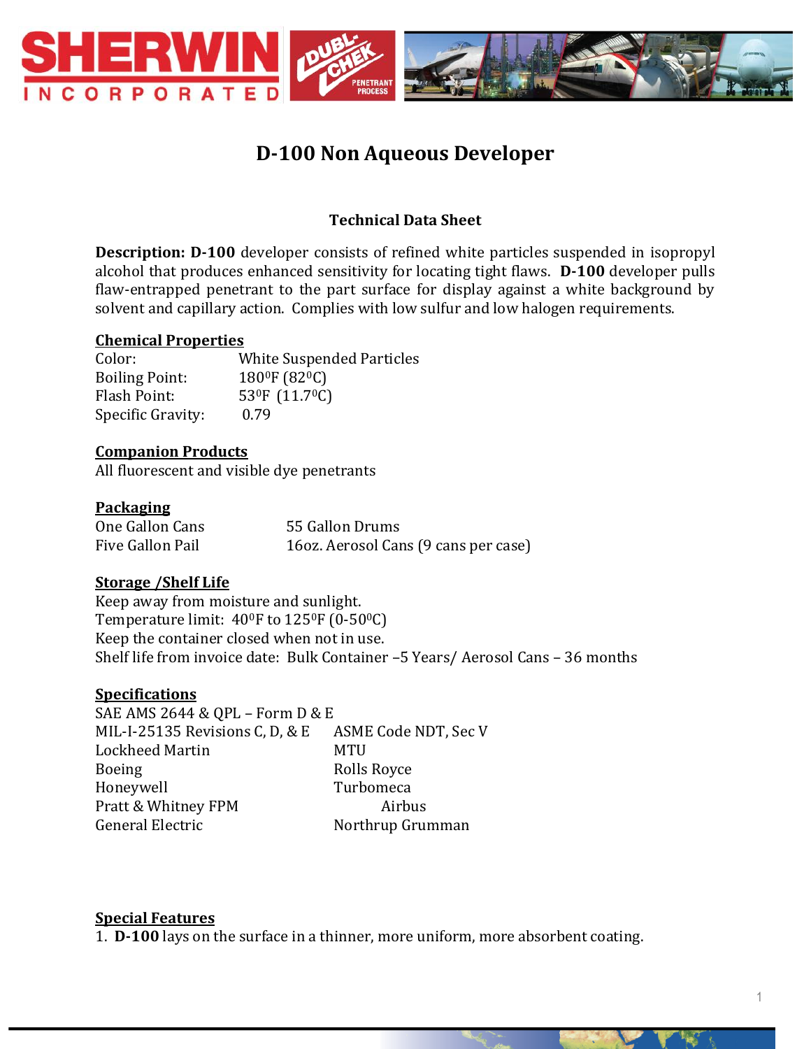# D-100 Non Aqueous Developer

### Technical Data Sheet

**Description: D-100** developer consists of refined white particles suspended in isopropyl alcohol that produces enhanced sensitivity for locating tight flaws. **D-100** developer pulls flaw-entrapped penetrant to the part surface for display against a white background by solvent and capillary action. Complies with low sulfur and low halogen requirements.

**Chemical Properties**

| | |
|---|---|
| Color: | White Suspended Particles |
| Boiling Point: | 180$^0$F (82$^0$C) |
| Flash Point: | 53$^0$F (11.7$^0$C) |
| Specific Gravity: | 0.79 |

**Companion Products**

All fluorescent and visible dye penetrants

**Packaging**

| | |
|---|---|
| One Gallon Cans | 55 Gallon Drums |
| Five Gallon Pail | 16oz. Aerosol Cans (9 cans per case) |

**Storage /Shelf Life**

Keep away from moisture and sunlight.
Temperature limit: 40$^0$F to 125$^0$F (0-50$^0$C)
Keep the container closed when not in use.
Shelf life from invoice date: Bulk Container –5 Years/ Aerosol Cans – 36 months

**Specifications**

SAE AMS 2644 & QPL – Form D & E

| | |
|---|---|
| MIL-I-25135 Revisions C, D, & E | ASME Code NDT, Sec V |
| Lockheed Martin | MTU |
| Boeing | Rolls Royce |
| Honeywell | Turbomeca |
| Pratt & Whitney FPM | Airbus |
| General Electric | Northrup Grumman |

**Special Features**

1. **D-100** lays on the surface in a thinner, more uniform, more absorbent coating.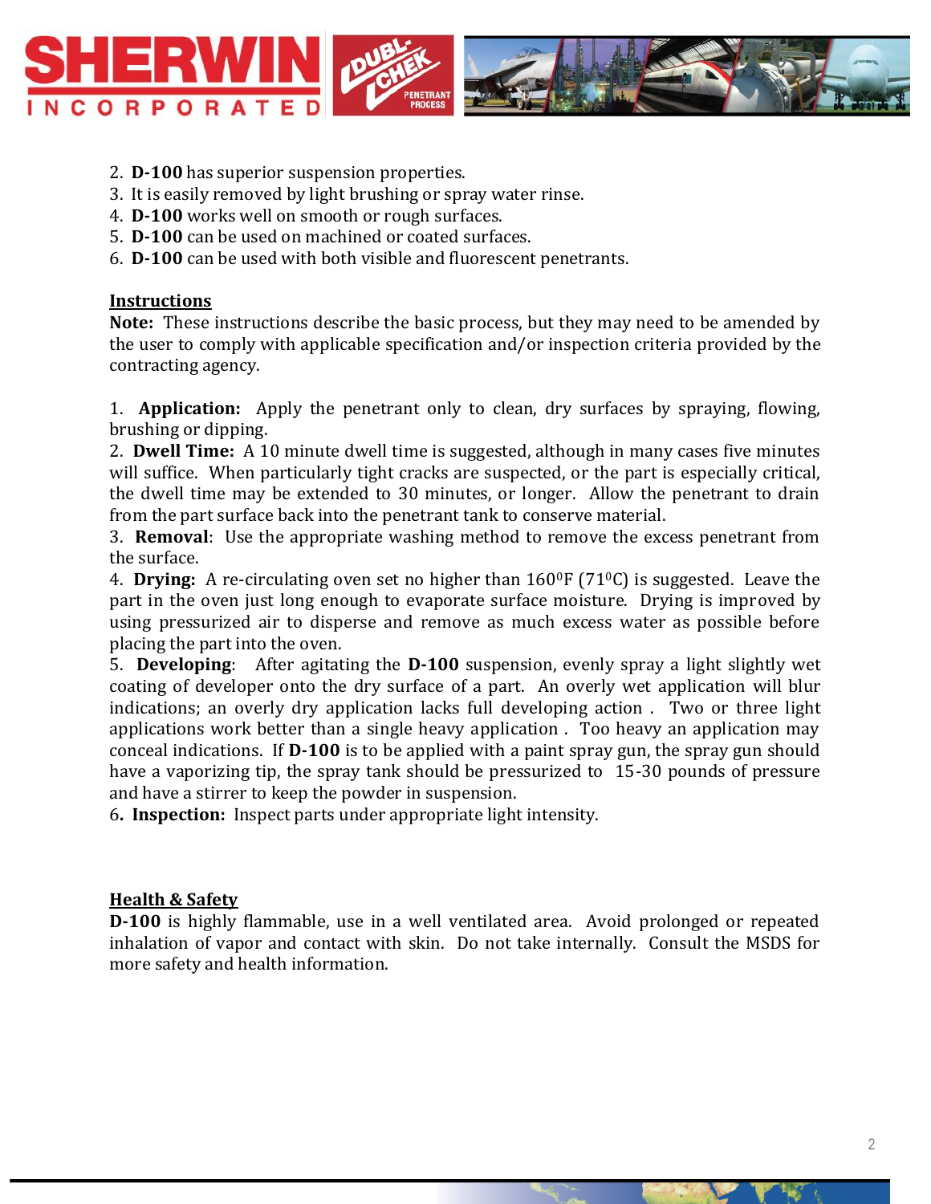2. **D-100** has superior suspension properties.
3. It is easily removed by light brushing or spray water rinse.
4. **D-100** works well on smooth or rough surfaces.
5. **D-100** can be used on machined or coated surfaces.
6. **D-100** can be used with both visible and fluorescent penetrants.

**Instructions**

**Note:** These instructions describe the basic process, but they may need to be amended by the user to comply with applicable specification and/or inspection criteria provided by the contracting agency.

1. **Application:** Apply the penetrant only to clean, dry surfaces by spraying, flowing, brushing or dipping.
2. **Dwell Time:** A 10 minute dwell time is suggested, although in many cases five minutes will suffice. When particularly tight cracks are suspected, or the part is especially critical, the dwell time may be extended to 30 minutes, or longer. Allow the penetrant to drain from the part surface back into the penetrant tank to conserve material.
3. **Removal**: Use the appropriate washing method to remove the excess penetrant from the surface.
4. **Drying:** A re-circulating oven set no higher than 160$^0$F (71$^0$C) is suggested. Leave the part in the oven just long enough to evaporate surface moisture. Drying is improved by using pressurized air to disperse and remove as much excess water as possible before placing the part into the oven.
5. **Developing**: After agitating the **D-100** suspension, evenly spray a light slightly wet coating of developer onto the dry surface of a part. An overly wet application will blur indications; an overly dry application lacks full developing action . Two or three light applications work better than a single heavy application . Too heavy an application may conceal indications. If **D-100** is to be applied with a paint spray gun, the spray gun should have a vaporizing tip, the spray tank should be pressurized to 15-30 pounds of pressure and have a stirrer to keep the powder in suspension.
6. **Inspection:** Inspect parts under appropriate light intensity.

**Health & Safety**

**D-100** is highly flammable, use in a well ventilated area. Avoid prolonged or repeated inhalation of vapor and contact with skin. Do not take internally. Consult the MSDS for more safety and health information.